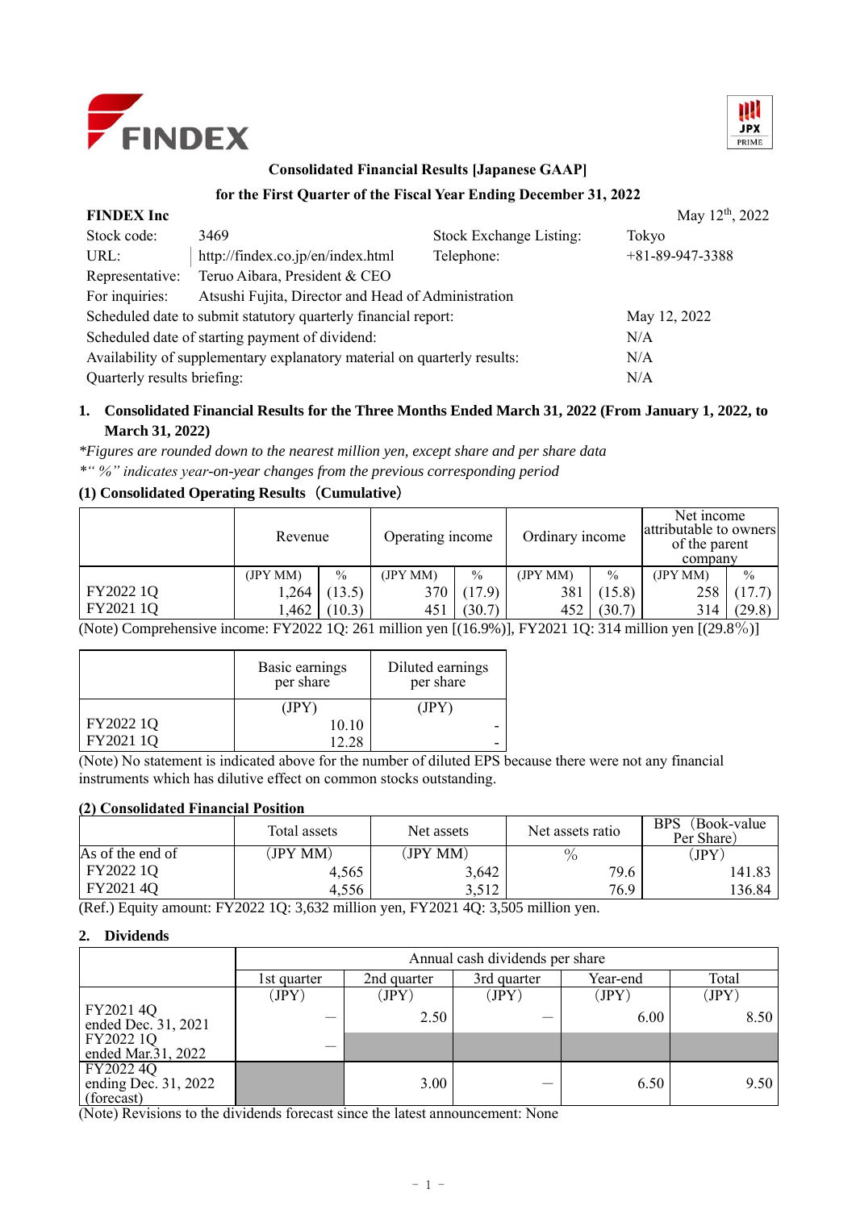# Consolidated Financial Results [Japanese GAAP]

## for the First Quarter of the Fiscal Year Ending December 31, 2022

**FINDEX Inc** May 12th, 2022

| | | | |
|---|---|---|---|
| Stock code: | 3469 | Stock Exchange Listing: | Tokyo |
| URL: | http://findex.co.jp/en/index.html | Telephone: | +81-89-947-3388 |
| Representative: | Teruo Aibara, President & CEO | | |
| For inquiries: | Atsushi Fujita, Director and Head of Administration | | |

Scheduled date to submit statutory quarterly financial report: May 12, 2022
Scheduled date of starting payment of dividend: N/A
Availability of supplementary explanatory material on quarterly results: N/A
Quarterly results briefing: N/A

### 1. Consolidated Financial Results for the Three Months Ended March 31, 2022 (From January 1, 2022, to March 31, 2022)

*\*Figures are rounded down to the nearest million yen, except share and per share data*
*\*" %" indicates year-on-year changes from the previous corresponding period*

**(1) Consolidated Operating Results（Cumulative）**

| | Revenue | | Operating income | | Ordinary income | | Net income attributable to owners of the parent company | |
|---|---|---|---|---|---|---|---|---|
| | (JPY MM) | % | (JPY MM) | % | (JPY MM) | % | (JPY MM) | % |
| FY2022 1Q | 1,264 | (13.5) | 370 | (17.9) | 381 | (15.8) | 258 | (17.7) |
| FY2021 1Q | 1,462 | (10.3) | 451 | (30.7) | 452 | (30.7) | 314 | (29.8) |

(Note) Comprehensive income: FY2022 1Q: 261 million yen [(16.9%)], FY2021 1Q: 314 million yen [(29.8%)]

| | Basic earnings per share | Diluted earnings per share |
|---|---|---|
| | (JPY) | (JPY) |
| FY2022 1Q | 10.10 | - |
| FY2021 1Q | 12.28 | - |

(Note) No statement is indicated above for the number of diluted EPS because there were not any financial instruments which has dilutive effect on common stocks outstanding.

**(2) Consolidated Financial Position**

| | Total assets | Net assets | Net assets ratio | BPS（Book-value Per Share） |
|---|---|---|---|---|
| As of the end of | (JPY MM) | (JPY MM) | % | (JPY) |
| FY2022 1Q | 4,565 | 3,642 | 79.6 | 141.83 |
| FY2021 4Q | 4,556 | 3,512 | 76.9 | 136.84 |

(Ref.) Equity amount: FY2022 1Q: 3,632 million yen, FY2021 4Q: 3,505 million yen.

### 2. Dividends

| | Annual cash dividends per share | | | | |
|---|---|---|---|---|---|
| | 1st quarter | 2nd quarter | 3rd quarter | Year-end | Total |
| | (JPY) | (JPY) | (JPY) | (JPY) | (JPY) |
| FY2021 4Q ended Dec. 31, 2021 | — | 2.50 | — | 6.00 | 8.50 |
| FY2022 1Q ended Mar.31, 2022 | — | | | | |
| FY2022 4Q ending Dec. 31, 2022 (forecast) | | 3.00 | — | 6.50 | 9.50 |

(Note) Revisions to the dividends forecast since the latest announcement: None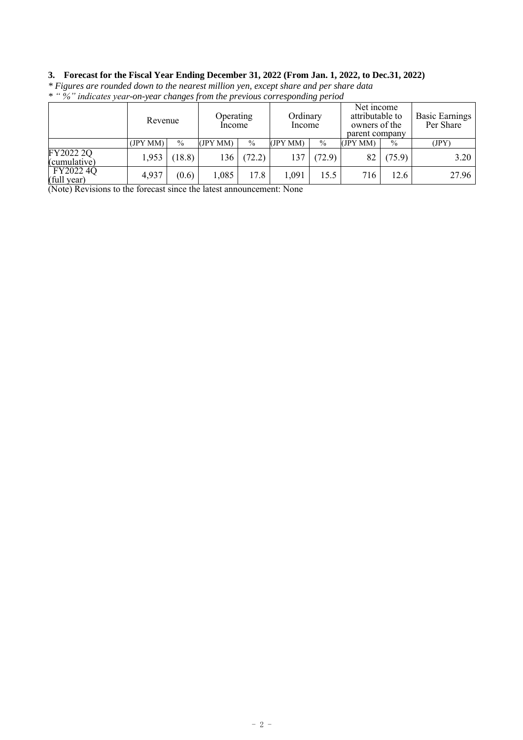### 3. Forecast for the Fiscal Year Ending December 31, 2022 (From Jan. 1, 2022, to Dec.31, 2022)

*\* Figures are rounded down to the nearest million yen, except share and per share data*
*\* "%" indicates year-on-year changes from the previous corresponding period*

| | Revenue | | Operating Income | | Ordinary Income | | Net income attributable to owners of the parent company | | Basic Earnings Per Share |
|---|---|---|---|---|---|---|---|---|---|
| | (JPY MM) | % | (JPY MM) | % | (JPY MM) | % | (JPY MM) | % | (JPY) |
| FY2022 2Q (cumulative) | 1,953 | (18.8) | 136 | (72.2) | 137 | (72.9) | 82 | (75.9) | 3.20 |
| FY2022 4Q (full year) | 4,937 | (0.6) | 1,085 | 17.8 | 1,091 | 15.5 | 716 | 12.6 | 27.96 |

(Note) Revisions to the forecast since the latest announcement: None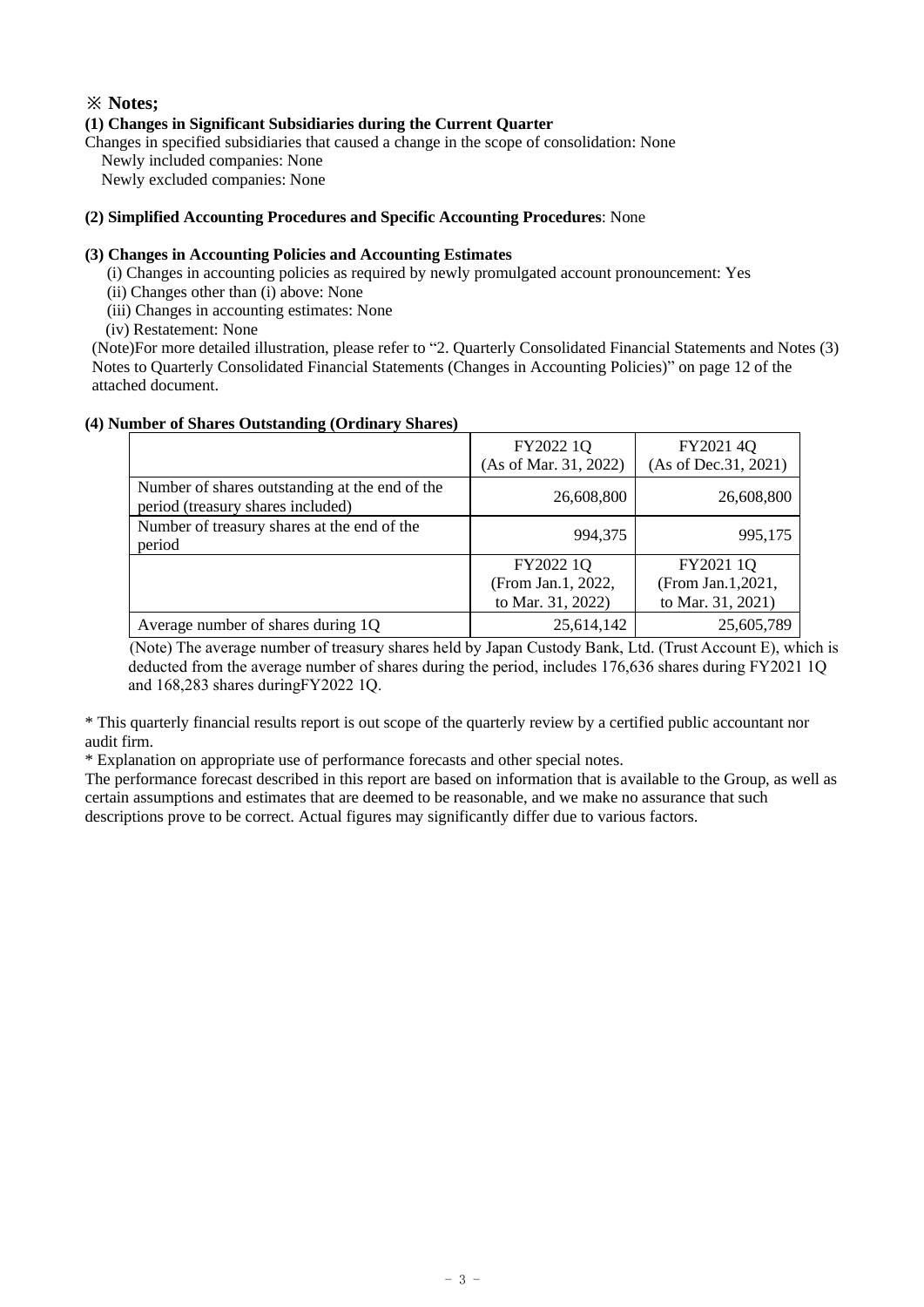## ※ Notes;

**(1) Changes in Significant Subsidiaries during the Current Quarter**

Changes in specified subsidiaries that caused a change in the scope of consolidation: None
Newly included companies: None
Newly excluded companies: None

**(2) Simplified Accounting Procedures and Specific Accounting Procedures**: None

**(3) Changes in Accounting Policies and Accounting Estimates**

(i) Changes in accounting policies as required by newly promulgated account pronouncement: Yes
(ii) Changes other than (i) above: None
(iii) Changes in accounting estimates: None
(iv) Restatement: None

(Note)For more detailed illustration, please refer to "2. Quarterly Consolidated Financial Statements and Notes (3) Notes to Quarterly Consolidated Financial Statements (Changes in Accounting Policies)" on page 12 of the attached document.

**(4) Number of Shares Outstanding (Ordinary Shares)**

| | FY2022 1Q (As of Mar. 31, 2022) | FY2021 4Q (As of Dec.31, 2021) |
|---|---|---|
| Number of shares outstanding at the end of the period (treasury shares included) | 26,608,800 | 26,608,800 |
| Number of treasury shares at the end of the period | 994,375 | 995,175 |
| | FY2022 1Q (From Jan.1, 2022, to Mar. 31, 2022) | FY2021 1Q (From Jan.1,2021, to Mar. 31, 2021) |
| Average number of shares during 1Q | 25,614,142 | 25,605,789 |

(Note) The average number of treasury shares held by Japan Custody Bank, Ltd. (Trust Account E), which is deducted from the average number of shares during the period, includes 176,636 shares during FY2021 1Q and 168,283 shares duringFY2022 1Q.

* This quarterly financial results report is out scope of the quarterly review by a certified public accountant nor audit firm.

* Explanation on appropriate use of performance forecasts and other special notes.

The performance forecast described in this report are based on information that is available to the Group, as well as certain assumptions and estimates that are deemed to be reasonable, and we make no assurance that such descriptions prove to be correct. Actual figures may significantly differ due to various factors.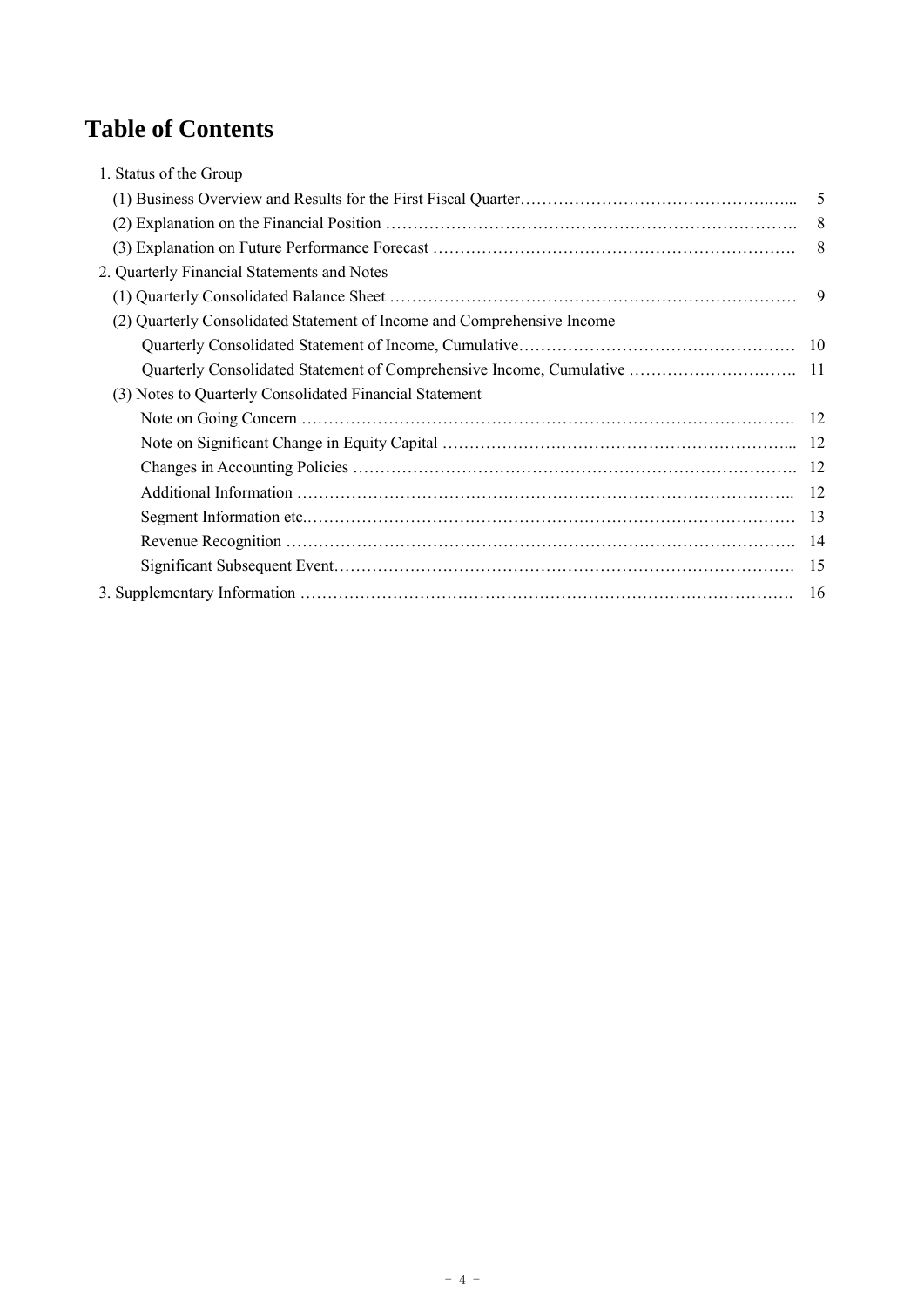# Table of Contents

1. Status of the Group
   - (1) Business Overview and Results for the First Fiscal Quarter …… 5
   - (2) Explanation on the Financial Position …… 8
   - (3) Explanation on Future Performance Forecast …… 8
2. Quarterly Financial Statements and Notes
   - (1) Quarterly Consolidated Balance Sheet …… 9
   - (2) Quarterly Consolidated Statement of Income and Comprehensive Income
     - Quarterly Consolidated Statement of Income, Cumulative …… 10
     - Quarterly Consolidated Statement of Comprehensive Income, Cumulative …… 11
   - (3) Notes to Quarterly Consolidated Financial Statement
     - Note on Going Concern …… 12
     - Note on Significant Change in Equity Capital …… 12
     - Changes in Accounting Policies …… 12
     - Additional Information …… 12
     - Segment Information etc. …… 13
     - Revenue Recognition …… 14
     - Significant Subsequent Event …… 15
3. Supplementary Information …… 16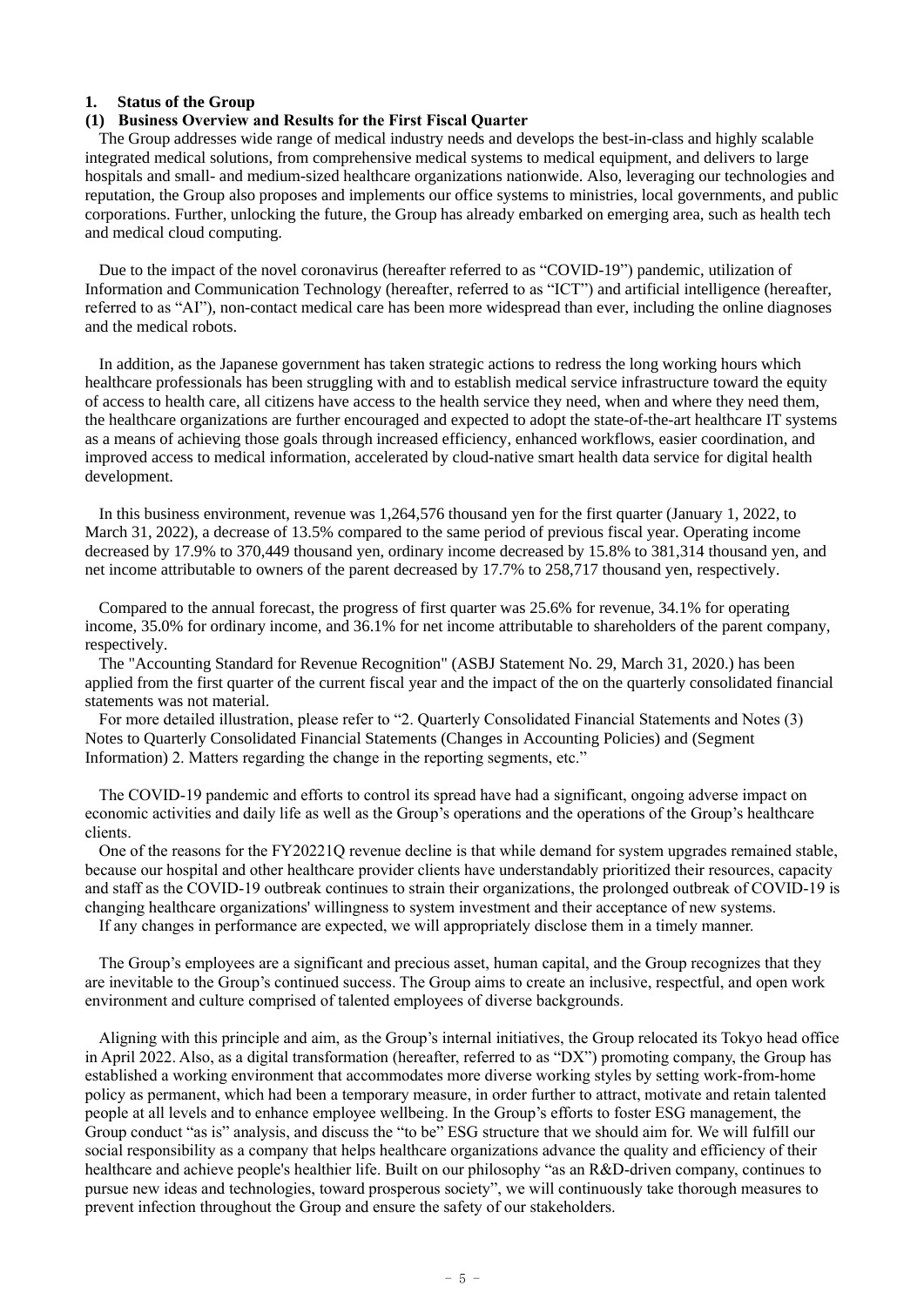# 1. Status of the Group

## (1) Business Overview and Results for the First Fiscal Quarter

The Group addresses wide range of medical industry needs and develops the best-in-class and highly scalable integrated medical solutions, from comprehensive medical systems to medical equipment, and delivers to large hospitals and small- and medium-sized healthcare organizations nationwide. Also, leveraging our technologies and reputation, the Group also proposes and implements our office systems to ministries, local governments, and public corporations. Further, unlocking the future, the Group has already embarked on emerging area, such as health tech and medical cloud computing.

Due to the impact of the novel coronavirus (hereafter referred to as "COVID-19") pandemic, utilization of Information and Communication Technology (hereafter, referred to as "ICT") and artificial intelligence (hereafter, referred to as "AI"), non-contact medical care has been more widespread than ever, including the online diagnoses and the medical robots.

In addition, as the Japanese government has taken strategic actions to redress the long working hours which healthcare professionals has been struggling with and to establish medical service infrastructure toward the equity of access to health care, all citizens have access to the health service they need, when and where they need them, the healthcare organizations are further encouraged and expected to adopt the state-of-the-art healthcare IT systems as a means of achieving those goals through increased efficiency, enhanced workflows, easier coordination, and improved access to medical information, accelerated by cloud-native smart health data service for digital health development.

In this business environment, revenue was 1,264,576 thousand yen for the first quarter (January 1, 2022, to March 31, 2022), a decrease of 13.5% compared to the same period of previous fiscal year. Operating income decreased by 17.9% to 370,449 thousand yen, ordinary income decreased by 15.8% to 381,314 thousand yen, and net income attributable to owners of the parent decreased by 17.7% to 258,717 thousand yen, respectively.

Compared to the annual forecast, the progress of first quarter was 25.6% for revenue, 34.1% for operating income, 35.0% for ordinary income, and 36.1% for net income attributable to shareholders of the parent company, respectively.

The "Accounting Standard for Revenue Recognition" (ASBJ Statement No. 29, March 31, 2020.) has been applied from the first quarter of the current fiscal year and the impact of the on the quarterly consolidated financial statements was not material.

For more detailed illustration, please refer to "2. Quarterly Consolidated Financial Statements and Notes (3) Notes to Quarterly Consolidated Financial Statements (Changes in Accounting Policies) and (Segment Information) 2. Matters regarding the change in the reporting segments, etc."

The COVID-19 pandemic and efforts to control its spread have had a significant, ongoing adverse impact on economic activities and daily life as well as the Group's operations and the operations of the Group's healthcare clients.

One of the reasons for the FY20221Q revenue decline is that while demand for system upgrades remained stable, because our hospital and other healthcare provider clients have understandably prioritized their resources, capacity and staff as the COVID-19 outbreak continues to strain their organizations, the prolonged outbreak of COVID-19 is changing healthcare organizations' willingness to system investment and their acceptance of new systems.

If any changes in performance are expected, we will appropriately disclose them in a timely manner.

The Group's employees are a significant and precious asset, human capital, and the Group recognizes that they are inevitable to the Group's continued success. The Group aims to create an inclusive, respectful, and open work environment and culture comprised of talented employees of diverse backgrounds.

Aligning with this principle and aim, as the Group's internal initiatives, the Group relocated its Tokyo head office in April 2022. Also, as a digital transformation (hereafter, referred to as "DX") promoting company, the Group has established a working environment that accommodates more diverse working styles by setting work-from-home policy as permanent, which had been a temporary measure, in order further to attract, motivate and retain talented people at all levels and to enhance employee wellbeing. In the Group's efforts to foster ESG management, the Group conduct "as is" analysis, and discuss the "to be" ESG structure that we should aim for. We will fulfill our social responsibility as a company that helps healthcare organizations advance the quality and efficiency of their healthcare and achieve people's healthier life. Built on our philosophy "as an R&D-driven company, continues to pursue new ideas and technologies, toward prosperous society", we will continuously take thorough measures to prevent infection throughout the Group and ensure the safety of our stakeholders.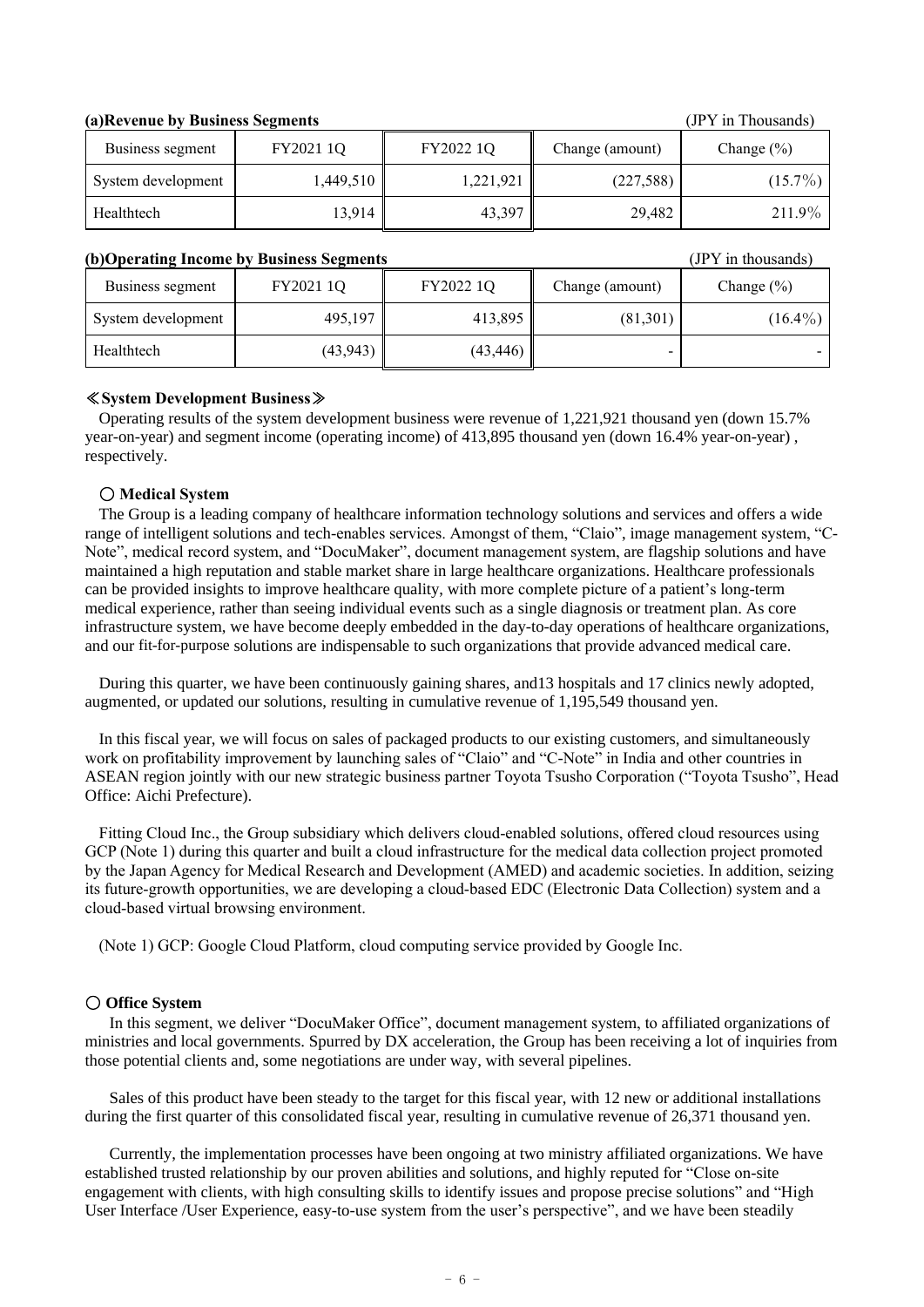**(a)Revenue by Business Segments** (JPY in Thousands)

| Business segment | FY2021 1Q | FY2022 1Q | Change (amount) | Change (%) |
|---|---|---|---|---|
| System development | 1,449,510 | 1,221,921 | (227,588) | (15.7%) |
| Healthtech | 13,914 | 43,397 | 29,482 | 211.9% |

**(b)Operating Income by Business Segments** (JPY in thousands)

| Business segment | FY2021 1Q | FY2022 1Q | Change (amount) | Change (%) |
|---|---|---|---|---|
| System development | 495,197 | 413,895 | (81,301) | (16.4%) |
| Healthtech | (43,943) | (43,446) | - | - |

**≪System Development Business≫**

Operating results of the system development business were revenue of 1,221,921 thousand yen (down 15.7% year-on-year) and segment income (operating income) of 413,895 thousand yen (down 16.4% year-on-year) , respectively.

**○ Medical System**

The Group is a leading company of healthcare information technology solutions and services and offers a wide range of intelligent solutions and tech-enables services. Amongst of them, "Claio", image management system, "C-Note", medical record system, and "DocuMaker", document management system, are flagship solutions and have maintained a high reputation and stable market share in large healthcare organizations. Healthcare professionals can be provided insights to improve healthcare quality, with more complete picture of a patient's long-term medical experience, rather than seeing individual events such as a single diagnosis or treatment plan. As core infrastructure system, we have become deeply embedded in the day-to-day operations of healthcare organizations, and our fit-for-purpose solutions are indispensable to such organizations that provide advanced medical care.

During this quarter, we have been continuously gaining shares, and13 hospitals and 17 clinics newly adopted, augmented, or updated our solutions, resulting in cumulative revenue of 1,195,549 thousand yen.

In this fiscal year, we will focus on sales of packaged products to our existing customers, and simultaneously work on profitability improvement by launching sales of "Claio" and "C-Note" in India and other countries in ASEAN region jointly with our new strategic business partner Toyota Tsusho Corporation ("Toyota Tsusho", Head Office: Aichi Prefecture).

Fitting Cloud Inc., the Group subsidiary which delivers cloud-enabled solutions, offered cloud resources using GCP (Note 1) during this quarter and built a cloud infrastructure for the medical data collection project promoted by the Japan Agency for Medical Research and Development (AMED) and academic societies. In addition, seizing its future-growth opportunities, we are developing a cloud-based EDC (Electronic Data Collection) system and a cloud-based virtual browsing environment.

(Note 1) GCP: Google Cloud Platform, cloud computing service provided by Google Inc.

**○ Office System**

In this segment, we deliver "DocuMaker Office", document management system, to affiliated organizations of ministries and local governments. Spurred by DX acceleration, the Group has been receiving a lot of inquiries from those potential clients and, some negotiations are under way, with several pipelines.

Sales of this product have been steady to the target for this fiscal year, with 12 new or additional installations during the first quarter of this consolidated fiscal year, resulting in cumulative revenue of 26,371 thousand yen.

Currently, the implementation processes have been ongoing at two ministry affiliated organizations. We have established trusted relationship by our proven abilities and solutions, and highly reputed for "Close on-site engagement with clients, with high consulting skills to identify issues and propose precise solutions" and "High User Interface /User Experience, easy-to-use system from the user's perspective", and we have been steadily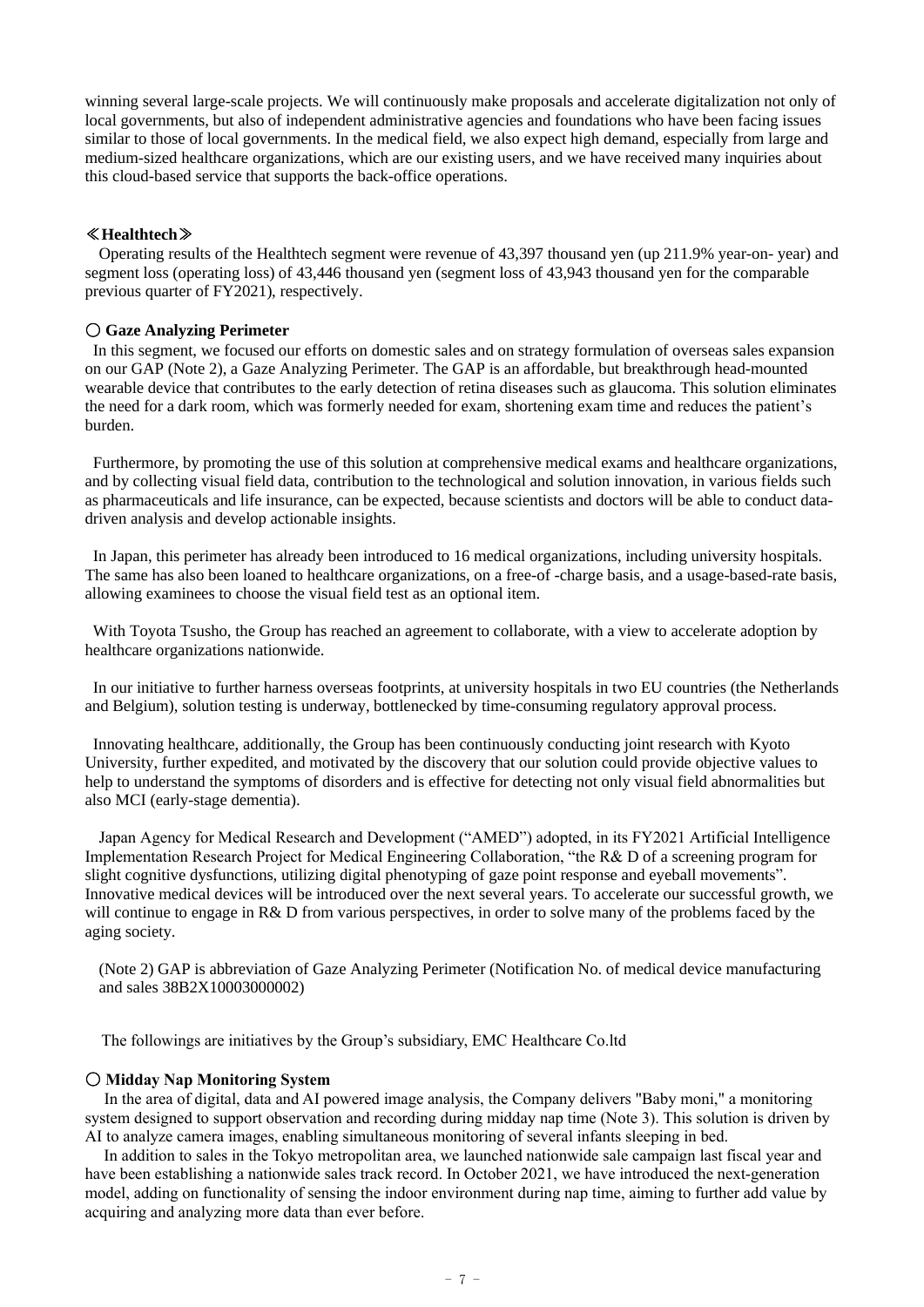winning several large-scale projects. We will continuously make proposals and accelerate digitalization not only of local governments, but also of independent administrative agencies and foundations who have been facing issues similar to those of local governments. In the medical field, we also expect high demand, especially from large and medium-sized healthcare organizations, which are our existing users, and we have received many inquiries about this cloud-based service that supports the back-office operations.

**≪Healthtech≫**

Operating results of the Healthtech segment were revenue of 43,397 thousand yen (up 211.9% year-on- year) and segment loss (operating loss) of 43,446 thousand yen (segment loss of 43,943 thousand yen for the comparable previous quarter of FY2021), respectively.

**○ Gaze Analyzing Perimeter**

In this segment, we focused our efforts on domestic sales and on strategy formulation of overseas sales expansion on our GAP (Note 2), a Gaze Analyzing Perimeter. The GAP is an affordable, but breakthrough head-mounted wearable device that contributes to the early detection of retina diseases such as glaucoma. This solution eliminates the need for a dark room, which was formerly needed for exam, shortening exam time and reduces the patient's burden.

Furthermore, by promoting the use of this solution at comprehensive medical exams and healthcare organizations, and by collecting visual field data, contribution to the technological and solution innovation, in various fields such as pharmaceuticals and life insurance, can be expected, because scientists and doctors will be able to conduct data-driven analysis and develop actionable insights.

In Japan, this perimeter has already been introduced to 16 medical organizations, including university hospitals. The same has also been loaned to healthcare organizations, on a free-of -charge basis, and a usage-based-rate basis, allowing examinees to choose the visual field test as an optional item.

With Toyota Tsusho, the Group has reached an agreement to collaborate, with a view to accelerate adoption by healthcare organizations nationwide.

In our initiative to further harness overseas footprints, at university hospitals in two EU countries (the Netherlands and Belgium), solution testing is underway, bottlenecked by time-consuming regulatory approval process.

Innovating healthcare, additionally, the Group has been continuously conducting joint research with Kyoto University, further expedited, and motivated by the discovery that our solution could provide objective values to help to understand the symptoms of disorders and is effective for detecting not only visual field abnormalities but also MCI (early-stage dementia).

Japan Agency for Medical Research and Development ("AMED") adopted, in its FY2021 Artificial Intelligence Implementation Research Project for Medical Engineering Collaboration, "the R& D of a screening program for slight cognitive dysfunctions, utilizing digital phenotyping of gaze point response and eyeball movements". Innovative medical devices will be introduced over the next several years. To accelerate our successful growth, we will continue to engage in R& D from various perspectives, in order to solve many of the problems faced by the aging society.

(Note 2) GAP is abbreviation of Gaze Analyzing Perimeter (Notification No. of medical device manufacturing and sales 38B2X10003000002)

The followings are initiatives by the Group's subsidiary, EMC Healthcare Co.ltd

**○ Midday Nap Monitoring System**

In the area of digital, data and AI powered image analysis, the Company delivers "Baby moni," a monitoring system designed to support observation and recording during midday nap time (Note 3). This solution is driven by AI to analyze camera images, enabling simultaneous monitoring of several infants sleeping in bed.

In addition to sales in the Tokyo metropolitan area, we launched nationwide sale campaign last fiscal year and have been establishing a nationwide sales track record. In October 2021, we have introduced the next-generation model, adding on functionality of sensing the indoor environment during nap time, aiming to further add value by acquiring and analyzing more data than ever before.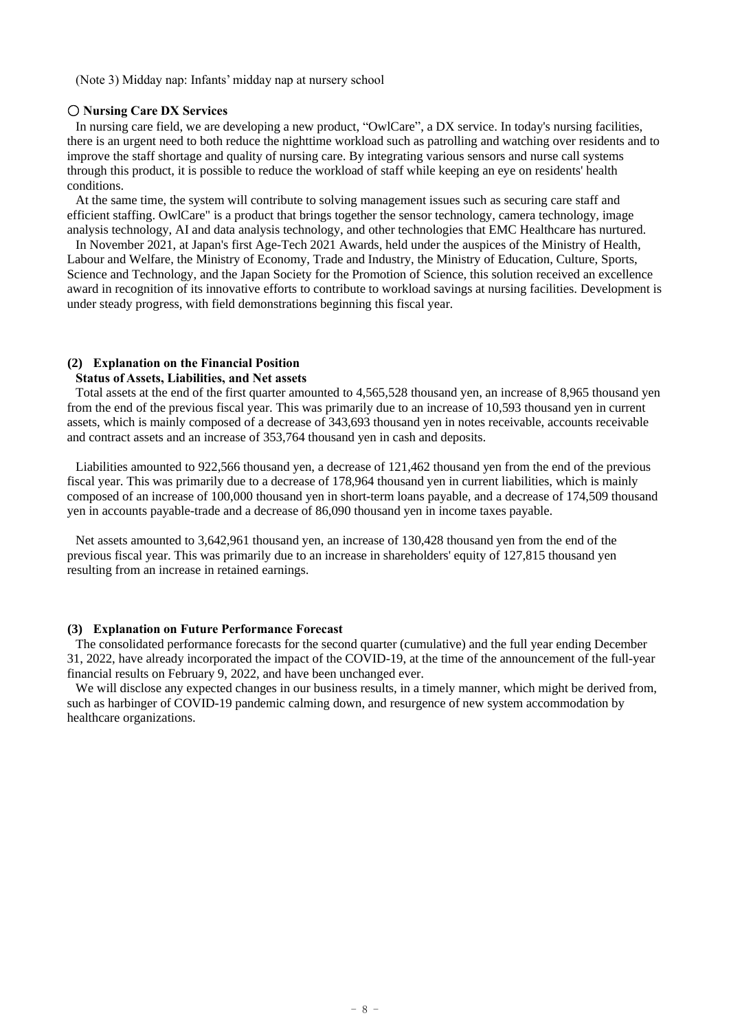(Note 3) Midday nap: Infants' midday nap at nursery school

### ○ Nursing Care DX Services

In nursing care field, we are developing a new product, "OwlCare", a DX service. In today's nursing facilities, there is an urgent need to both reduce the nighttime workload such as patrolling and watching over residents and to improve the staff shortage and quality of nursing care. By integrating various sensors and nurse call systems through this product, it is possible to reduce the workload of staff while keeping an eye on residents' health conditions.

At the same time, the system will contribute to solving management issues such as securing care staff and efficient staffing. OwlCare" is a product that brings together the sensor technology, camera technology, image analysis technology, AI and data analysis technology, and other technologies that EMC Healthcare has nurtured.

In November 2021, at Japan's first Age-Tech 2021 Awards, held under the auspices of the Ministry of Health, Labour and Welfare, the Ministry of Economy, Trade and Industry, the Ministry of Education, Culture, Sports, Science and Technology, and the Japan Society for the Promotion of Science, this solution received an excellence award in recognition of its innovative efforts to contribute to workload savings at nursing facilities. Development is under steady progress, with field demonstrations beginning this fiscal year.

## (2) Explanation on the Financial Position

### Status of Assets, Liabilities, and Net assets

Total assets at the end of the first quarter amounted to 4,565,528 thousand yen, an increase of 8,965 thousand yen from the end of the previous fiscal year. This was primarily due to an increase of 10,593 thousand yen in current assets, which is mainly composed of a decrease of 343,693 thousand yen in notes receivable, accounts receivable and contract assets and an increase of 353,764 thousand yen in cash and deposits.

Liabilities amounted to 922,566 thousand yen, a decrease of 121,462 thousand yen from the end of the previous fiscal year. This was primarily due to a decrease of 178,964 thousand yen in current liabilities, which is mainly composed of an increase of 100,000 thousand yen in short-term loans payable, and a decrease of 174,509 thousand yen in accounts payable-trade and a decrease of 86,090 thousand yen in income taxes payable.

Net assets amounted to 3,642,961 thousand yen, an increase of 130,428 thousand yen from the end of the previous fiscal year. This was primarily due to an increase in shareholders' equity of 127,815 thousand yen resulting from an increase in retained earnings.

## (3) Explanation on Future Performance Forecast

The consolidated performance forecasts for the second quarter (cumulative) and the full year ending December 31, 2022, have already incorporated the impact of the COVID-19, at the time of the announcement of the full-year financial results on February 9, 2022, and have been unchanged ever.

We will disclose any expected changes in our business results, in a timely manner, which might be derived from, such as harbinger of COVID-19 pandemic calming down, and resurgence of new system accommodation by healthcare organizations.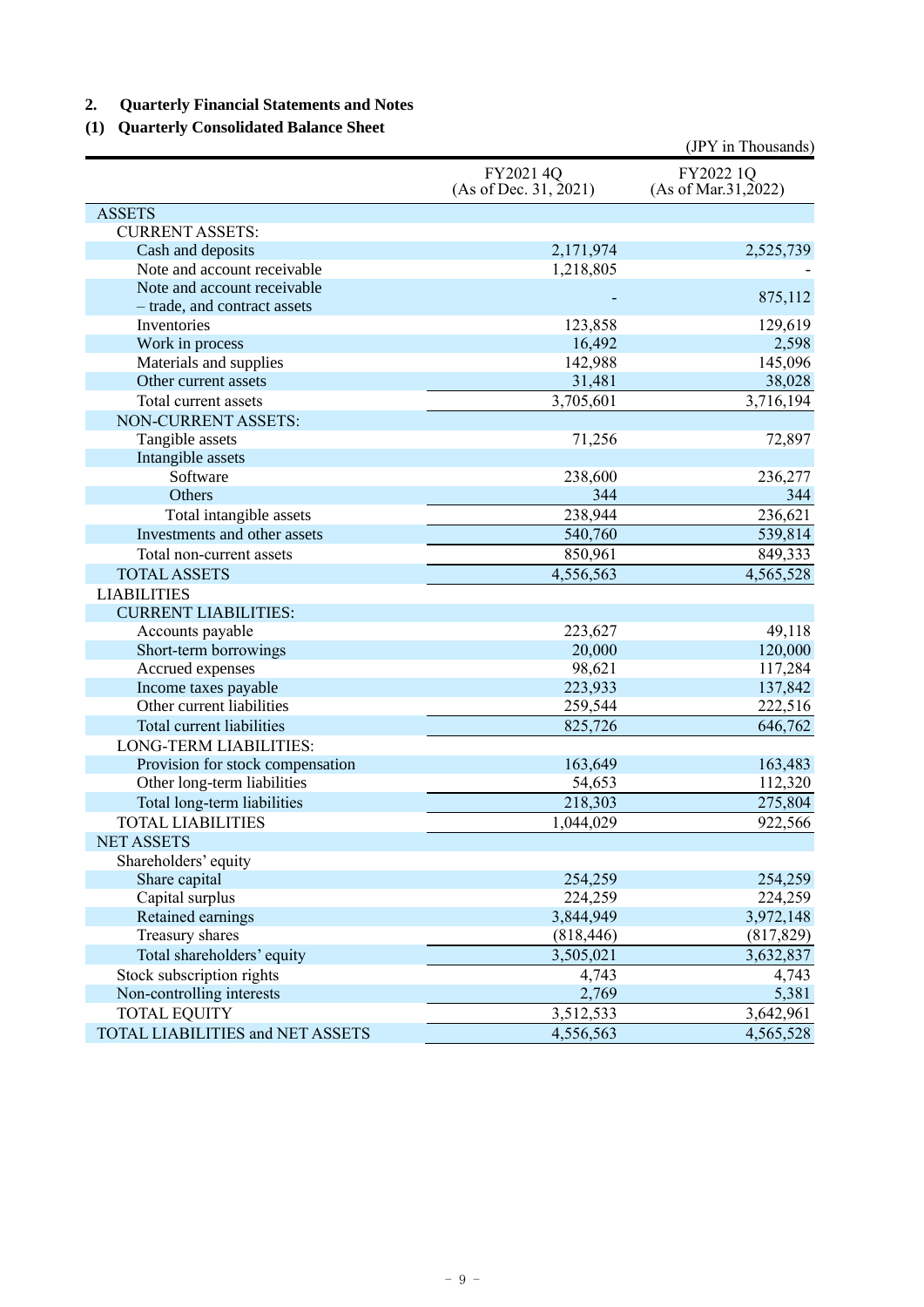## 2. Quarterly Financial Statements and Notes

### (1) Quarterly Consolidated Balance Sheet

(JPY in Thousands)

| | FY2021 4Q (As of Dec. 31, 2021) | FY2022 1Q (As of Mar.31,2022) |
|---|---|---|
| ASSETS | | |
| CURRENT ASSETS: | | |
| Cash and deposits | 2,171,974 | 2,525,739 |
| Note and account receivable | 1,218,805 | - |
| Note and account receivable – trade, and contract assets | - | 875,112 |
| Inventories | 123,858 | 129,619 |
| Work in process | 16,492 | 2,598 |
| Materials and supplies | 142,988 | 145,096 |
| Other current assets | 31,481 | 38,028 |
| Total current assets | 3,705,601 | 3,716,194 |
| NON-CURRENT ASSETS: | | |
| Tangible assets | 71,256 | 72,897 |
| Intangible assets | | |
| Software | 238,600 | 236,277 |
| Others | 344 | 344 |
| Total intangible assets | 238,944 | 236,621 |
| Investments and other assets | 540,760 | 539,814 |
| Total non-current assets | 850,961 | 849,333 |
| TOTAL ASSETS | 4,556,563 | 4,565,528 |
| LIABILITIES | | |
| CURRENT LIABILITIES: | | |
| Accounts payable | 223,627 | 49,118 |
| Short-term borrowings | 20,000 | 120,000 |
| Accrued expenses | 98,621 | 117,284 |
| Income taxes payable | 223,933 | 137,842 |
| Other current liabilities | 259,544 | 222,516 |
| Total current liabilities | 825,726 | 646,762 |
| LONG-TERM LIABILITIES: | | |
| Provision for stock compensation | 163,649 | 163,483 |
| Other long-term liabilities | 54,653 | 112,320 |
| Total long-term liabilities | 218,303 | 275,804 |
| TOTAL LIABILITIES | 1,044,029 | 922,566 |
| NET ASSETS | | |
| Shareholders' equity | | |
| Share capital | 254,259 | 254,259 |
| Capital surplus | 224,259 | 224,259 |
| Retained earnings | 3,844,949 | 3,972,148 |
| Treasury shares | (818,446) | (817,829) |
| Total shareholders' equity | 3,505,021 | 3,632,837 |
| Stock subscription rights | 4,743 | 4,743 |
| Non-controlling interests | 2,769 | 5,381 |
| TOTAL EQUITY | 3,512,533 | 3,642,961 |
| TOTAL LIABILITIES and NET ASSETS | 4,556,563 | 4,565,528 |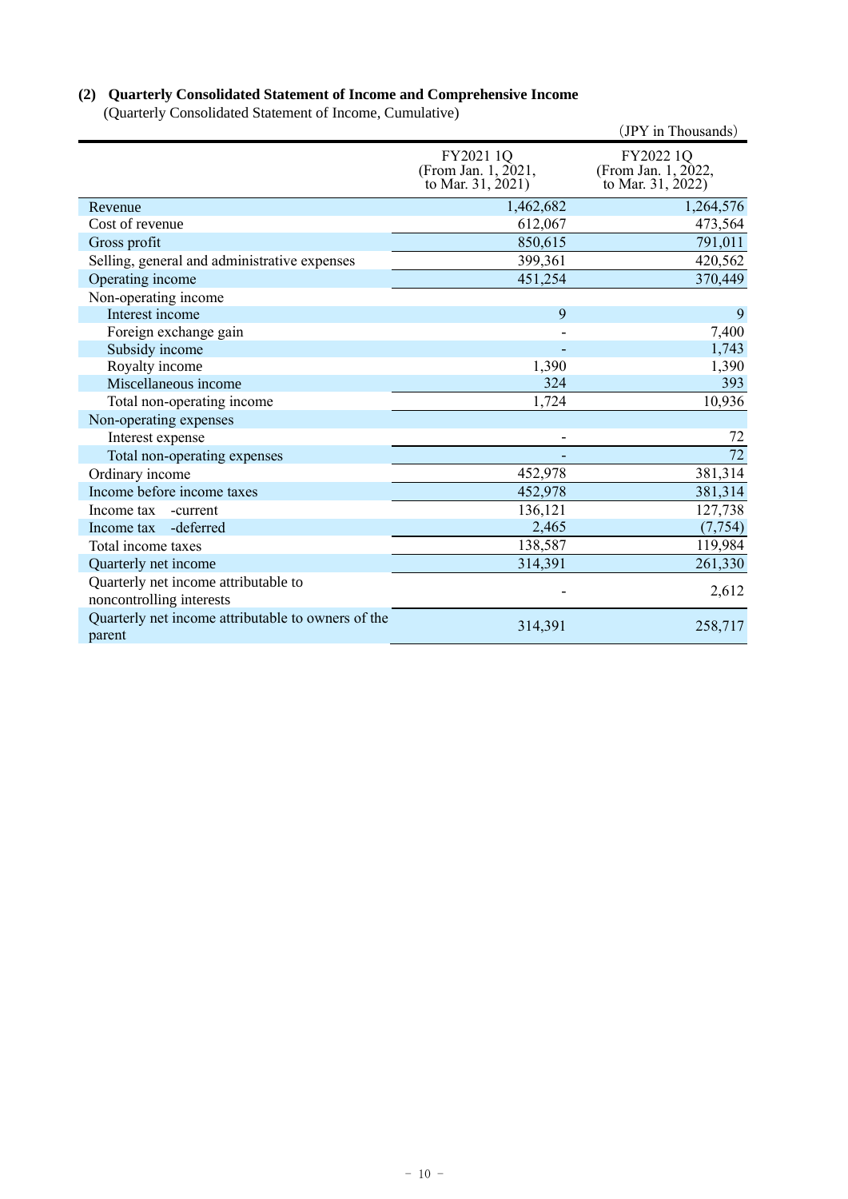### (2) Quarterly Consolidated Statement of Income and Comprehensive Income

(Quarterly Consolidated Statement of Income, Cumulative)

(JPY in Thousands)

| | FY2021 1Q (From Jan. 1, 2021, to Mar. 31, 2021) | FY2022 1Q (From Jan. 1, 2022, to Mar. 31, 2022) |
|---|---|---|
| Revenue | 1,462,682 | 1,264,576 |
| Cost of revenue | 612,067 | 473,564 |
| Gross profit | 850,615 | 791,011 |
| Selling, general and administrative expenses | 399,361 | 420,562 |
| Operating income | 451,254 | 370,449 |
| Non-operating income | | |
| Interest income | 9 | 9 |
| Foreign exchange gain | - | 7,400 |
| Subsidy income | - | 1,743 |
| Royalty income | 1,390 | 1,390 |
| Miscellaneous income | 324 | 393 |
| Total non-operating income | 1,724 | 10,936 |
| Non-operating expenses | | |
| Interest expense | - | 72 |
| Total non-operating expenses | - | 72 |
| Ordinary income | 452,978 | 381,314 |
| Income before income taxes | 452,978 | 381,314 |
| Income tax -current | 136,121 | 127,738 |
| Income tax -deferred | 2,465 | (7,754) |
| Total income taxes | 138,587 | 119,984 |
| Quarterly net income | 314,391 | 261,330 |
| Quarterly net income attributable to noncontrolling interests | - | 2,612 |
| Quarterly net income attributable to owners of the parent | 314,391 | 258,717 |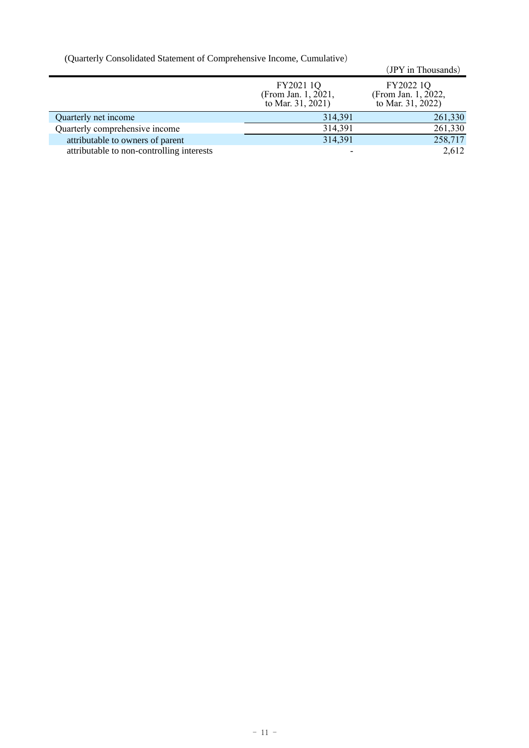(Quarterly Consolidated Statement of Comprehensive Income, Cumulative)

(JPY in Thousands)

| | FY2021 1Q (From Jan. 1, 2021, to Mar. 31, 2021) | FY2022 1Q (From Jan. 1, 2022, to Mar. 31, 2022) |
|---|---|---|
| Quarterly net income | 314,391 | 261,330 |
| Quarterly comprehensive income | 314,391 | 261,330 |
| attributable to owners of parent | 314,391 | 258,717 |
| attributable to non-controlling interests | - | 2,612 |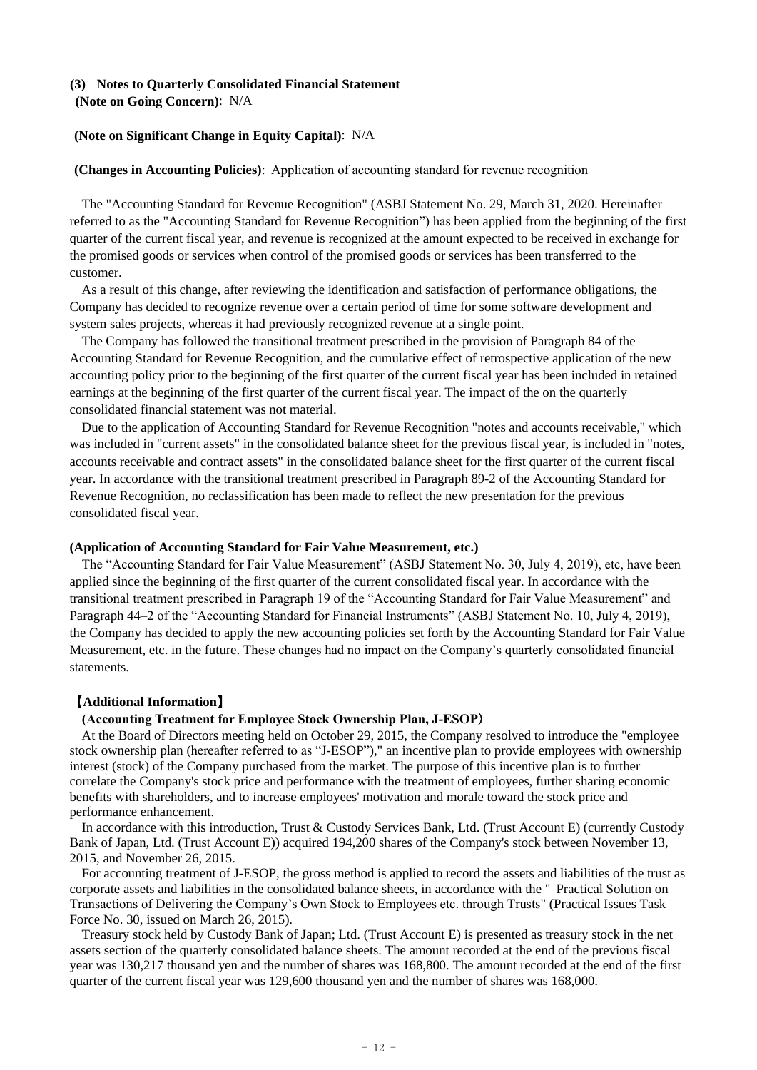### (3) Notes to Quarterly Consolidated Financial Statement

**(Note on Going Concern)**: N/A

**(Note on Significant Change in Equity Capital)**: N/A

**(Changes in Accounting Policies)**: Application of accounting standard for revenue recognition

The "Accounting Standard for Revenue Recognition" (ASBJ Statement No. 29, March 31, 2020. Hereinafter referred to as the "Accounting Standard for Revenue Recognition") has been applied from the beginning of the first quarter of the current fiscal year, and revenue is recognized at the amount expected to be received in exchange for the promised goods or services when control of the promised goods or services has been transferred to the customer.

As a result of this change, after reviewing the identification and satisfaction of performance obligations, the Company has decided to recognize revenue over a certain period of time for some software development and system sales projects, whereas it had previously recognized revenue at a single point.

The Company has followed the transitional treatment prescribed in the provision of Paragraph 84 of the Accounting Standard for Revenue Recognition, and the cumulative effect of retrospective application of the new accounting policy prior to the beginning of the first quarter of the current fiscal year has been included in retained earnings at the beginning of the first quarter of the current fiscal year. The impact of the on the quarterly consolidated financial statement was not material.

Due to the application of Accounting Standard for Revenue Recognition "notes and accounts receivable," which was included in "current assets" in the consolidated balance sheet for the previous fiscal year, is included in "notes, accounts receivable and contract assets" in the consolidated balance sheet for the first quarter of the current fiscal year. In accordance with the transitional treatment prescribed in Paragraph 89-2 of the Accounting Standard for Revenue Recognition, no reclassification has been made to reflect the new presentation for the previous consolidated fiscal year.

**(Application of Accounting Standard for Fair Value Measurement, etc.)**

The "Accounting Standard for Fair Value Measurement" (ASBJ Statement No. 30, July 4, 2019), etc, have been applied since the beginning of the first quarter of the current consolidated fiscal year. In accordance with the transitional treatment prescribed in Paragraph 19 of the "Accounting Standard for Fair Value Measurement" and Paragraph 44–2 of the "Accounting Standard for Financial Instruments" (ASBJ Statement No. 10, July 4, 2019), the Company has decided to apply the new accounting policies set forth by the Accounting Standard for Fair Value Measurement, etc. in the future. These changes had no impact on the Company's quarterly consolidated financial statements.

**【Additional Information】**

**(Accounting Treatment for Employee Stock Ownership Plan, J-ESOP)**

At the Board of Directors meeting held on October 29, 2015, the Company resolved to introduce the "employee stock ownership plan (hereafter referred to as "J-ESOP")," an incentive plan to provide employees with ownership interest (stock) of the Company purchased from the market. The purpose of this incentive plan is to further correlate the Company's stock price and performance with the treatment of employees, further sharing economic benefits with shareholders, and to increase employees' motivation and morale toward the stock price and performance enhancement.

In accordance with this introduction, Trust & Custody Services Bank, Ltd. (Trust Account E) (currently Custody Bank of Japan, Ltd. (Trust Account E)) acquired 194,200 shares of the Company's stock between November 13, 2015, and November 26, 2015.

For accounting treatment of J-ESOP, the gross method is applied to record the assets and liabilities of the trust as corporate assets and liabilities in the consolidated balance sheets, in accordance with the " Practical Solution on Transactions of Delivering the Company's Own Stock to Employees etc. through Trusts" (Practical Issues Task Force No. 30, issued on March 26, 2015).

Treasury stock held by Custody Bank of Japan; Ltd. (Trust Account E) is presented as treasury stock in the net assets section of the quarterly consolidated balance sheets. The amount recorded at the end of the previous fiscal year was 130,217 thousand yen and the number of shares was 168,800. The amount recorded at the end of the first quarter of the current fiscal year was 129,600 thousand yen and the number of shares was 168,000.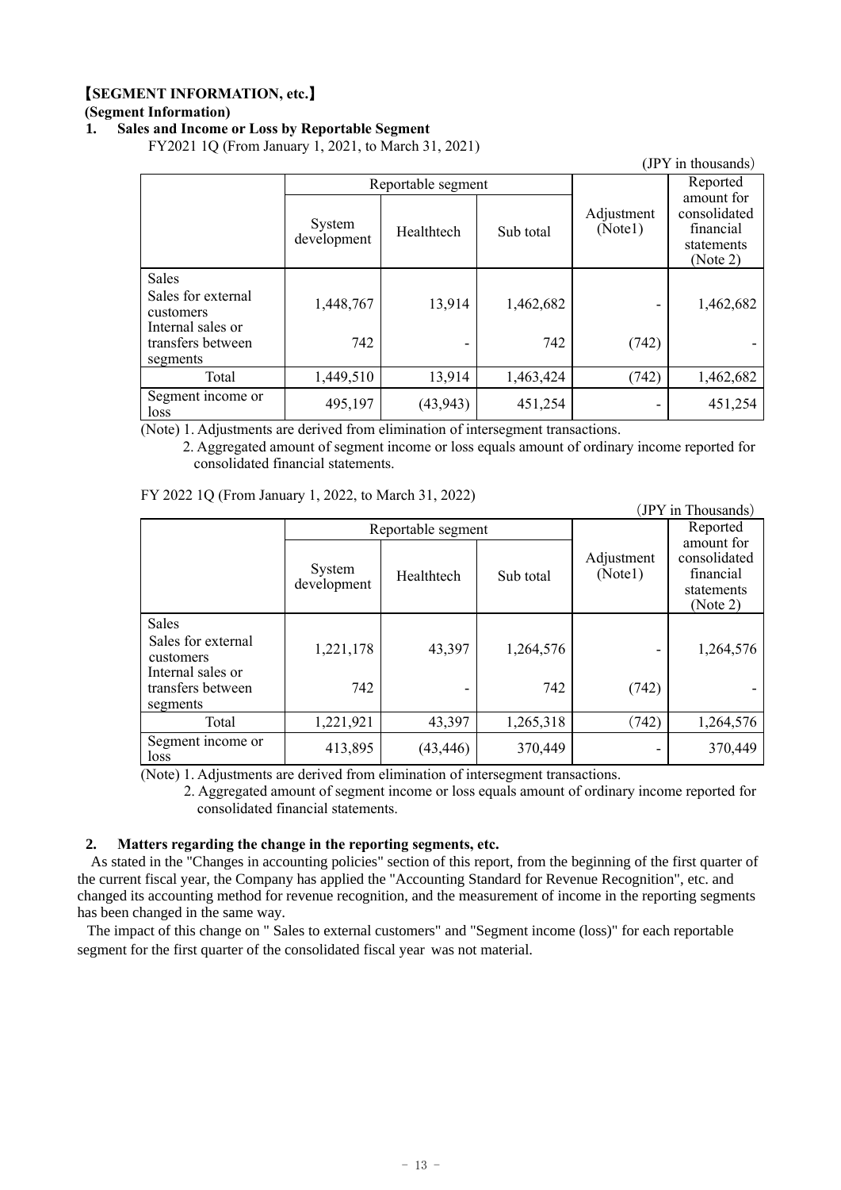## 【SEGMENT INFORMATION, etc.】

### (Segment Information)

### 1. Sales and Income or Loss by Reportable Segment

FY2021 1Q (From January 1, 2021, to March 31, 2021)

(JPY in thousands)

| | Reportable segment | | | Adjustment (Note1) | Reported amount for consolidated financial statements (Note 2) |
|---|---|---|---|---|---|
| | System development | Healthtech | Sub total | | |
| Sales | | | | | |
| Sales for external customers | 1,448,767 | 13,914 | 1,462,682 | - | 1,462,682 |
| Internal sales or transfers between segments | 742 | - | 742 | (742) | - |
| Total | 1,449,510 | 13,914 | 1,463,424 | (742) | 1,462,682 |
| Segment income or loss | 495,197 | (43,943) | 451,254 | - | 451,254 |

(Note) 1. Adjustments are derived from elimination of intersegment transactions.

2. Aggregated amount of segment income or loss equals amount of ordinary income reported for consolidated financial statements.

FY 2022 1Q (From January 1, 2022, to March 31, 2022)

(JPY in Thousands)

| | Reportable segment | | | Adjustment (Note1) | Reported amount for consolidated financial statements (Note 2) |
|---|---|---|---|---|---|
| | System development | Healthtech | Sub total | | |
| Sales | | | | | |
| Sales for external customers | 1,221,178 | 43,397 | 1,264,576 | - | 1,264,576 |
| Internal sales or transfers between segments | 742 | - | 742 | (742) | - |
| Total | 1,221,921 | 43,397 | 1,265,318 | (742) | 1,264,576 |
| Segment income or loss | 413,895 | (43,446) | 370,449 | - | 370,449 |

(Note) 1. Adjustments are derived from elimination of intersegment transactions.

2. Aggregated amount of segment income or loss equals amount of ordinary income reported for consolidated financial statements.

### 2. Matters regarding the change in the reporting segments, etc.

As stated in the "Changes in accounting policies" section of this report, from the beginning of the first quarter of the current fiscal year, the Company has applied the "Accounting Standard for Revenue Recognition", etc. and changed its accounting method for revenue recognition, and the measurement of income in the reporting segments has been changed in the same way.

The impact of this change on " Sales to external customers" and "Segment income (loss)" for each reportable segment for the first quarter of the consolidated fiscal year was not material.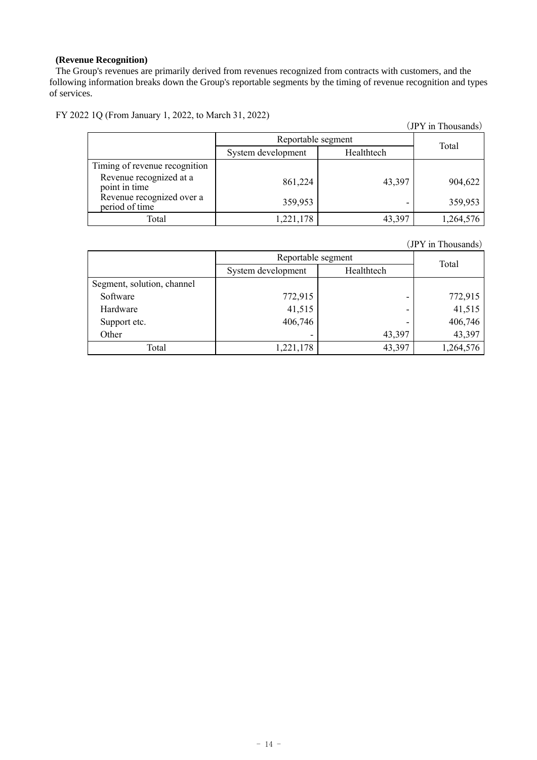**(Revenue Recognition)**

The Group's revenues are primarily derived from revenues recognized from contracts with customers, and the following information breaks down the Group's reportable segments by the timing of revenue recognition and types of services.

FY 2022 1Q (From January 1, 2022, to March 31, 2022)

（JPY in Thousands）

| | Reportable segment | | Total |
|---|---|---|---|
| | System development | Healthtech | |
| Timing of revenue recognition | | | |
| Revenue recognized at a point in time | 861,224 | 43,397 | 904,622 |
| Revenue recognized over a period of time | 359,953 | - | 359,953 |
| Total | 1,221,178 | 43,397 | 1,264,576 |

（JPY in Thousands）

| | Reportable segment | | Total |
|---|---|---|---|
| | System development | Healthtech | |
| Segment, solution, channel | | | |
| Software | 772,915 | - | 772,915 |
| Hardware | 41,515 | - | 41,515 |
| Support etc. | 406,746 | - | 406,746 |
| Other | - | 43,397 | 43,397 |
| Total | 1,221,178 | 43,397 | 1,264,576 |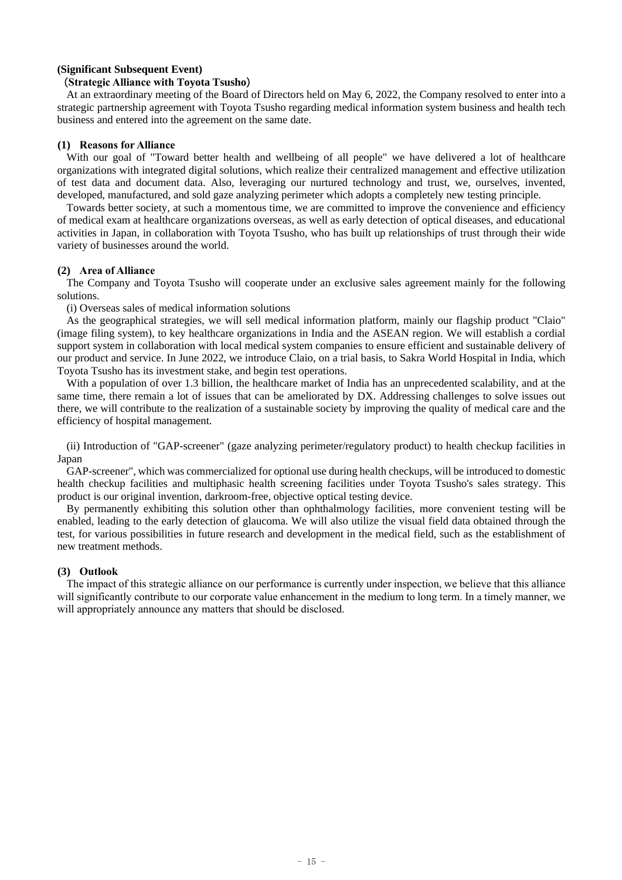**(Significant Subsequent Event)**

**(Strategic Alliance with Toyota Tsusho)**

At an extraordinary meeting of the Board of Directors held on May 6, 2022, the Company resolved to enter into a strategic partnership agreement with Toyota Tsusho regarding medical information system business and health tech business and entered into the agreement on the same date.

**(1) Reasons for Alliance**

With our goal of "Toward better health and wellbeing of all people" we have delivered a lot of healthcare organizations with integrated digital solutions, which realize their centralized management and effective utilization of test data and document data. Also, leveraging our nurtured technology and trust, we, ourselves, invented, developed, manufactured, and sold gaze analyzing perimeter which adopts a completely new testing principle.

Towards better society, at such a momentous time, we are committed to improve the convenience and efficiency of medical exam at healthcare organizations overseas, as well as early detection of optical diseases, and educational activities in Japan, in collaboration with Toyota Tsusho, who has built up relationships of trust through their wide variety of businesses around the world.

**(2) Area of Alliance**

The Company and Toyota Tsusho will cooperate under an exclusive sales agreement mainly for the following solutions.

(i) Overseas sales of medical information solutions

As the geographical strategies, we will sell medical information platform, mainly our flagship product "Claio" (image filing system), to key healthcare organizations in India and the ASEAN region. We will establish a cordial support system in collaboration with local medical system companies to ensure efficient and sustainable delivery of our product and service. In June 2022, we introduce Claio, on a trial basis, to Sakra World Hospital in India, which Toyota Tsusho has its investment stake, and begin test operations.

With a population of over 1.3 billion, the healthcare market of India has an unprecedented scalability, and at the same time, there remain a lot of issues that can be ameliorated by DX. Addressing challenges to solve issues out there, we will contribute to the realization of a sustainable society by improving the quality of medical care and the efficiency of hospital management.

(ii) Introduction of "GAP-screener" (gaze analyzing perimeter/regulatory product) to health checkup facilities in Japan

GAP-screener", which was commercialized for optional use during health checkups, will be introduced to domestic health checkup facilities and multiphasic health screening facilities under Toyota Tsusho's sales strategy. This product is our original invention, darkroom-free, objective optical testing device.

By permanently exhibiting this solution other than ophthalmology facilities, more convenient testing will be enabled, leading to the early detection of glaucoma. We will also utilize the visual field data obtained through the test, for various possibilities in future research and development in the medical field, such as the establishment of new treatment methods.

**(3) Outlook**

The impact of this strategic alliance on our performance is currently under inspection, we believe that this alliance will significantly contribute to our corporate value enhancement in the medium to long term. In a timely manner, we will appropriately announce any matters that should be disclosed.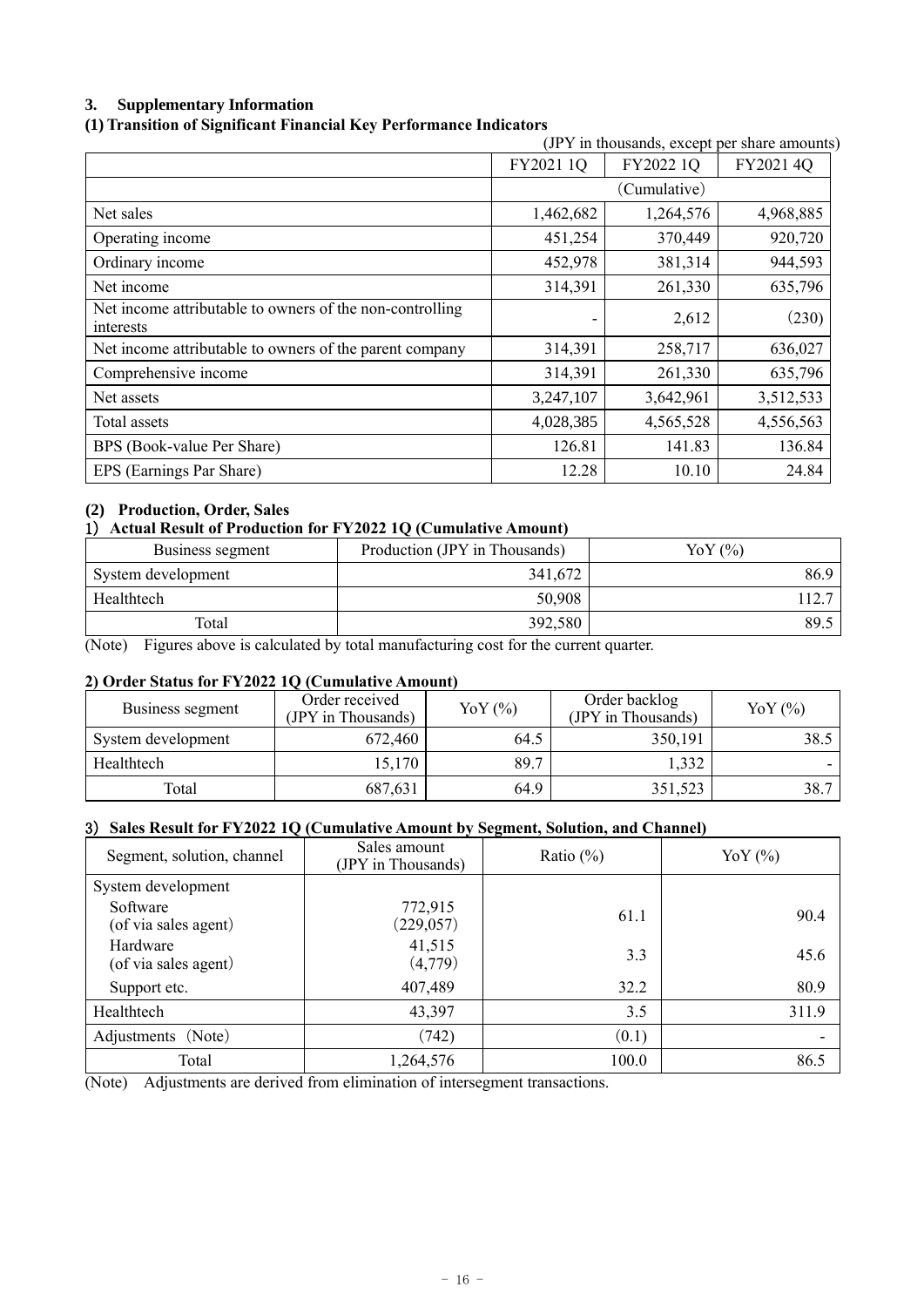### 3. Supplementary Information

#### (1) Transition of Significant Financial Key Performance Indicators

(JPY in thousands, except per share amounts)

| | FY2021 1Q | FY2022 1Q | FY2021 4Q |
|---|---|---|---|
| | (Cumulative) | | |
| Net sales | 1,462,682 | 1,264,576 | 4,968,885 |
| Operating income | 451,254 | 370,449 | 920,720 |
| Ordinary income | 452,978 | 381,314 | 944,593 |
| Net income | 314,391 | 261,330 | 635,796 |
| Net income attributable to owners of the non-controlling interests | - | 2,612 | (230) |
| Net income attributable to owners of the parent company | 314,391 | 258,717 | 636,027 |
| Comprehensive income | 314,391 | 261,330 | 635,796 |
| Net assets | 3,247,107 | 3,642,961 | 3,512,533 |
| Total assets | 4,028,385 | 4,565,528 | 4,556,563 |
| BPS (Book-value Per Share) | 126.81 | 141.83 | 136.84 |
| EPS (Earnings Par Share) | 12.28 | 10.10 | 24.84 |

#### (2) Production, Order, Sales

**1) Actual Result of Production for FY2022 1Q (Cumulative Amount)**

| Business segment | Production (JPY in Thousands) | YoY (%) |
|---|---|---|
| System development | 341,672 | 86.9 |
| Healthtech | 50,908 | 112.7 |
| Total | 392,580 | 89.5 |

(Note) Figures above is calculated by total manufacturing cost for the current quarter.

**2) Order Status for FY2022 1Q (Cumulative Amount)**

| Business segment | Order received (JPY in Thousands) | YoY (%) | Order backlog (JPY in Thousands) | YoY (%) |
|---|---|---|---|---|
| System development | 672,460 | 64.5 | 350,191 | 38.5 |
| Healthtech | 15,170 | 89.7 | 1,332 | - |
| Total | 687,631 | 64.9 | 351,523 | 38.7 |

**3) Sales Result for FY2022 1Q (Cumulative Amount by Segment, Solution, and Channel)**

| Segment, solution, channel | Sales amount (JPY in Thousands) | Ratio (%) | YoY (%) |
|---|---|---|---|
| System development | | | |
| Software (of via sales agent) | 772,915 (229,057) | 61.1 | 90.4 |
| Hardware (of via sales agent) | 41,515 (4,779) | 3.3 | 45.6 |
| Support etc. | 407,489 | 32.2 | 80.9 |
| Healthtech | 43,397 | 3.5 | 311.9 |
| Adjustments (Note) | (742) | (0.1) | - |
| Total | 1,264,576 | 100.0 | 86.5 |

(Note) Adjustments are derived from elimination of intersegment transactions.